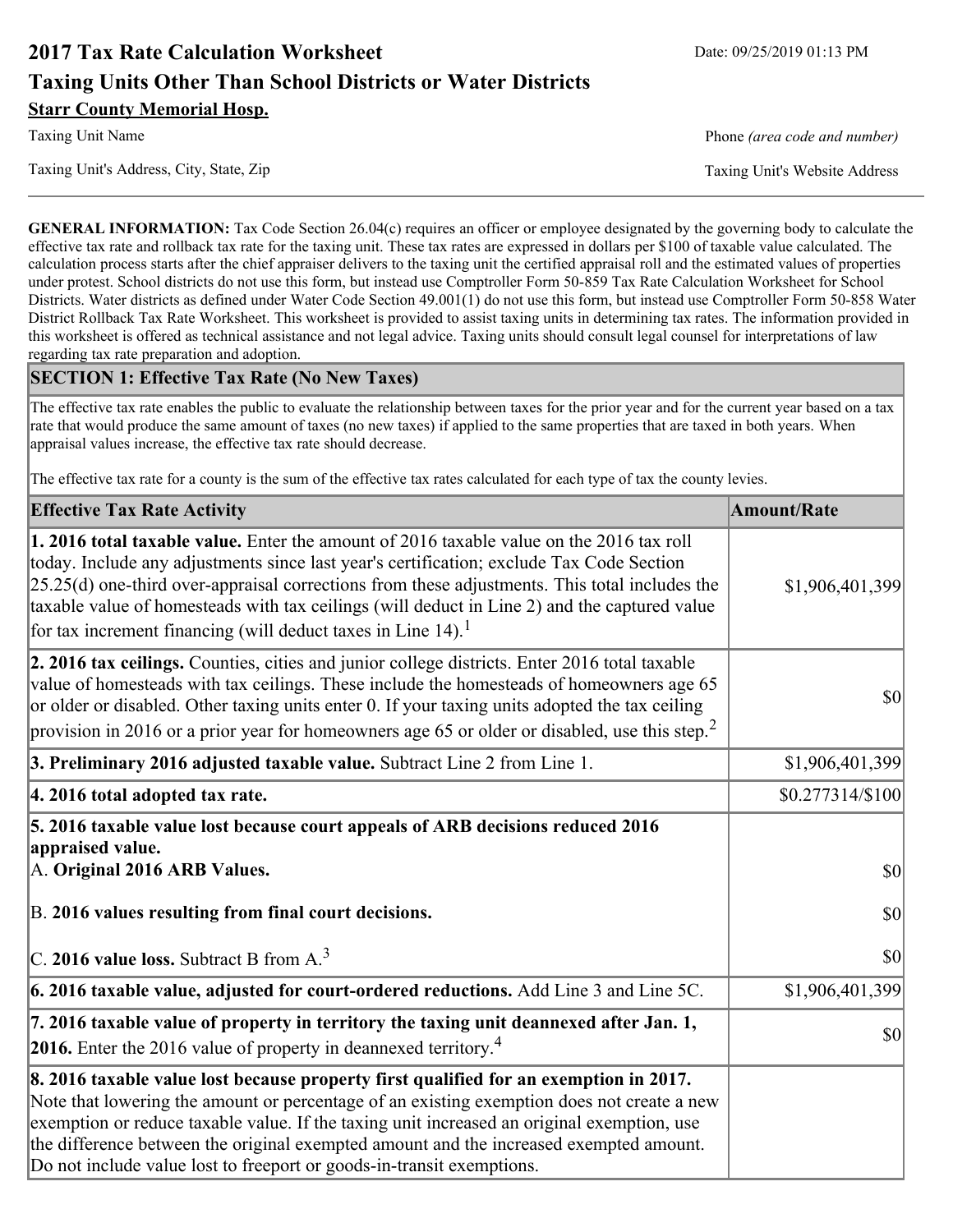# 2017 Tax Rate Calculation Worksheet

Date: 09/25/2019 01:13 PM

## Taxing Units Other Than School Districts or Water Districts

**Starr County Memorial Hosp.**

Taxing Unit Name | Phone *(area code and number)*

Taxing Unit's Address, City, State, Zip | Taxing Unit's Website Address

**GENERAL INFORMATION:** Tax Code Section 26.04(c) requires an officer or employee designated by the governing body to calculate the effective tax rate and rollback tax rate for the taxing unit. These tax rates are expressed in dollars per $100 of taxable value calculated. The calculation process starts after the chief appraiser delivers to the taxing unit the certified appraisal roll and the estimated values of properties under protest. School districts do not use this form, but instead use Comptroller Form 50-859 Tax Rate Calculation Worksheet for School Districts. Water districts as defined under Water Code Section 49.001(1) do not use this form, but instead use Comptroller Form 50-858 Water District Rollback Tax Rate Worksheet. This worksheet is provided to assist taxing units in determining tax rates. The information provided in this worksheet is offered as technical assistance and not legal advice. Taxing units should consult legal counsel for interpretations of law regarding tax rate preparation and adoption.

### SECTION 1: Effective Tax Rate (No New Taxes)

The effective tax rate enables the public to evaluate the relationship between taxes for the prior year and for the current year based on a tax rate that would produce the same amount of taxes (no new taxes) if applied to the same properties that are taxed in both years. When appraisal values increase, the effective tax rate should decrease.

The effective tax rate for a county is the sum of the effective tax rates calculated for each type of tax the county levies.

| Effective Tax Rate Activity | Amount/Rate |
|---|---|
| **1. 2016 total taxable value.** Enter the amount of 2016 taxable value on the 2016 tax roll today. Include any adjustments since last year's certification; exclude Tax Code Section 25.25(d) one-third over-appraisal corrections from these adjustments. This total includes the taxable value of homesteads with tax ceilings (will deduct in Line 2) and the captured value for tax increment financing (will deduct taxes in Line 14).[1] | $1,906,401,399 |
| **2. 2016 tax ceilings.** Counties, cities and junior college districts. Enter 2016 total taxable value of homesteads with tax ceilings. These include the homesteads of homeowners age 65 or older or disabled. Other taxing units enter 0. If your taxing units adopted the tax ceiling provision in 2016 or a prior year for homeowners age 65 or older or disabled, use this step.[2] | $0 |
| **3. Preliminary 2016 adjusted taxable value.** Subtract Line 2 from Line 1. | $1,906,401,399 |
| **4. 2016 total adopted tax rate.** | $0.277314/$100 |
| **5. 2016 taxable value lost because court appeals of ARB decisions reduced 2016 appraised value.** | |
| A. **Original 2016 ARB Values.** | $0 |
| B. **2016 values resulting from final court decisions.** | $0 |
| C. **2016 value loss.** Subtract B from A.[3] | $0 |
| **6. 2016 taxable value, adjusted for court-ordered reductions.** Add Line 3 and Line 5C. | $1,906,401,399 |
| **7. 2016 taxable value of property in territory the taxing unit deannexed after Jan. 1, 2016.** Enter the 2016 value of property in deannexed territory.[4] | $0 |
| **8. 2016 taxable value lost because property first qualified for an exemption in 2017.** Note that lowering the amount or percentage of an existing exemption does not create a new exemption or reduce taxable value. If the taxing unit increased an original exemption, use the difference between the original exempted amount and the increased exempted amount. Do not include value lost to freeport or goods-in-transit exemptions. | |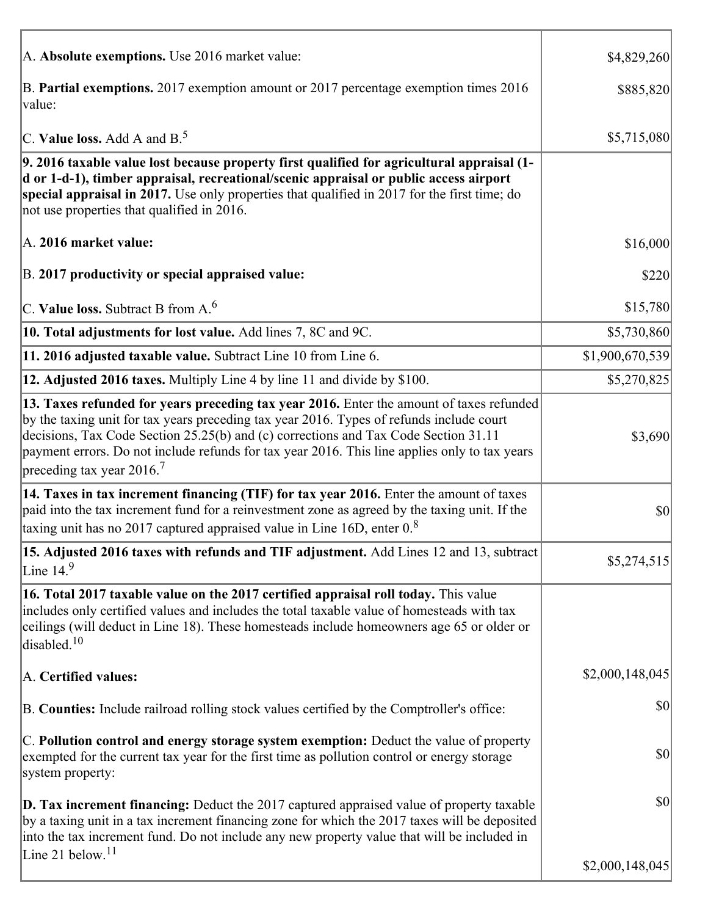| | |
|---|---|
| A. **Absolute exemptions.** Use 2016 market value: | $4,829,260 |
| B. **Partial exemptions.** 2017 exemption amount or 2017 percentage exemption times 2016 value: | $885,820 |
| C. **Value loss.** Add A and B.[5] | $5,715,080 |
| **9. 2016 taxable value lost because property first qualified for agricultural appraisal (1-d or 1-d-1), timber appraisal, recreational/scenic appraisal or public access airport special appraisal in 2017.** Use only properties that qualified in 2017 for the first time; do not use properties that qualified in 2016. | |
| A. **2016 market value:** | $16,000 |
| B. **2017 productivity or special appraised value:** | $220 |
| C. **Value loss.** Subtract B from A.[6] | $15,780 |
| **10. Total adjustments for lost value.** Add lines 7, 8C and 9C. | $5,730,860 |
| **11. 2016 adjusted taxable value.** Subtract Line 10 from Line 6. | $1,900,670,539 |
| **12. Adjusted 2016 taxes.** Multiply Line 4 by line 11 and divide by $100. | $5,270,825 |
| **13. Taxes refunded for years preceding tax year 2016.** Enter the amount of taxes refunded by the taxing unit for tax years preceding tax year 2016. Types of refunds include court decisions, Tax Code Section 25.25(b) and (c) corrections and Tax Code Section 31.11 payment errors. Do not include refunds for tax year 2016. This line applies only to tax years preceding tax year 2016.[7] | $3,690 |
| **14. Taxes in tax increment financing (TIF) for tax year 2016.** Enter the amount of taxes paid into the tax increment fund for a reinvestment zone as agreed by the taxing unit. If the taxing unit has no 2017 captured appraised value in Line 16D, enter 0.[8] | $0 |
| **15. Adjusted 2016 taxes with refunds and TIF adjustment.** Add Lines 12 and 13, subtract Line 14.[9] | $5,274,515 |
| **16. Total 2017 taxable value on the 2017 certified appraisal roll today.** This value includes only certified values and includes the total taxable value of homesteads with tax ceilings (will deduct in Line 18). These homesteads include homeowners age 65 or older or disabled.[10] | |
| A. **Certified values:** | $2,000,148,045 |
| B. **Counties:** Include railroad rolling stock values certified by the Comptroller's office: | $0 |
| C. **Pollution control and energy storage system exemption:** Deduct the value of property exempted for the current tax year for the first time as pollution control or energy storage system property: | $0 |
| **D. Tax increment financing:** Deduct the 2017 captured appraised value of property taxable by a taxing unit in a tax increment financing zone for which the 2017 taxes will be deposited into the tax increment fund. Do not include any new property value that will be included in Line 21 below.[11] | $0<br>$2,000,148,045 |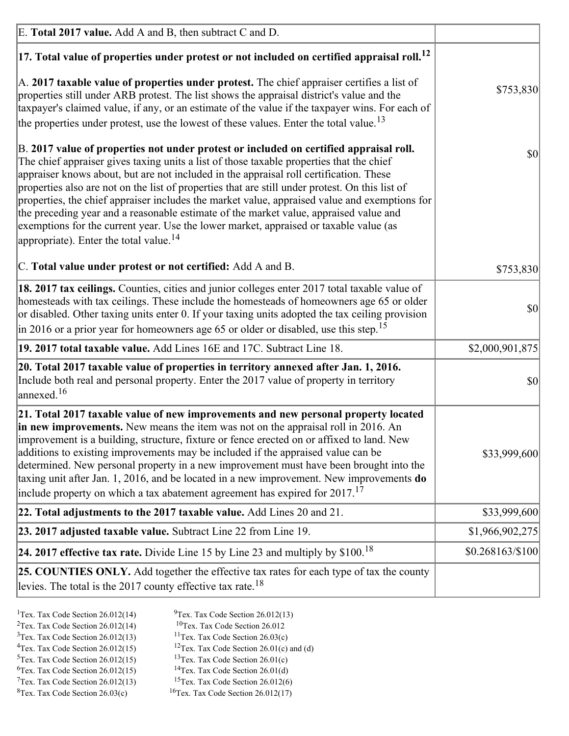| | |
|---|---|
| E. **Total 2017 value.** Add A and B, then subtract C and D. | |
| **17. Total value of properties under protest or not included on certified appraisal roll.**[12] | |
| A. **2017 taxable value of properties under protest.** The chief appraiser certifies a list of properties still under ARB protest. The list shows the appraisal district's value and the taxpayer's claimed value, if any, or an estimate of the value if the taxpayer wins. For each of the properties under protest, use the lowest of these values. Enter the total value.[13] | $753,830 |
| B. **2017 value of properties not under protest or included on certified appraisal roll.** The chief appraiser gives taxing units a list of those taxable properties that the chief appraiser knows about, but are not included in the appraisal roll certification. These properties also are not on the list of properties that are still under protest. On this list of properties, the chief appraiser includes the market value, appraised value and exemptions for the preceding year and a reasonable estimate of the market value, appraised value and exemptions for the current year. Use the lower market, appraised or taxable value (as appropriate). Enter the total value.[14] | $0 |
| C. **Total value under protest or not certified:** Add A and B. | $753,830 |
| **18. 2017 tax ceilings.** Counties, cities and junior colleges enter 2017 total taxable value of homesteads with tax ceilings. These include the homesteads of homeowners age 65 or older or disabled. Other taxing units enter 0. If your taxing units adopted the tax ceiling provision in 2016 or a prior year for homeowners age 65 or older or disabled, use this step.[15] | $0 |
| **19. 2017 total taxable value.** Add Lines 16E and 17C. Subtract Line 18. | $2,000,901,875 |
| **20. Total 2017 taxable value of properties in territory annexed after Jan. 1, 2016.** Include both real and personal property. Enter the 2017 value of property in territory annexed.[16] | $0 |
| **21. Total 2017 taxable value of new improvements and new personal property located in new improvements.** New means the item was not on the appraisal roll in 2016. An improvement is a building, structure, fixture or fence erected on or affixed to land. New additions to existing improvements may be included if the appraised value can be determined. New personal property in a new improvement must have been brought into the taxing unit after Jan. 1, 2016, and be located in a new improvement. New improvements **do** include property on which a tax abatement agreement has expired for 2017.[17] | $33,999,600 |
| **22. Total adjustments to the 2017 taxable value.** Add Lines 20 and 21. | $33,999,600 |
| **23. 2017 adjusted taxable value.** Subtract Line 22 from Line 19. | $1,966,902,275 |
| **24. 2017 effective tax rate.** Divide Line 15 by Line 23 and multiply by $100.[18] | $0.268163/$100 |
| **25. COUNTIES ONLY.** Add together the effective tax rates for each type of tax the county levies. The total is the 2017 county effective tax rate.[18] | |

[1] Tex. Tax Code Section 26.012(14)
[2] Tex. Tax Code Section 26.012(14)
[3] Tex. Tax Code Section 26.012(13)
[4] Tex. Tax Code Section 26.012(15)
[5] Tex. Tax Code Section 26.012(15)
[6] Tex. Tax Code Section 26.012(15)
[7] Tex. Tax Code Section 26.012(13)
[8] Tex. Tax Code Section 26.03(c)
[9] Tex. Tax Code Section 26.012(13)
[10] Tex. Tax Code Section 26.012
[11] Tex. Tax Code Section 26.03(c)
[12] Tex. Tax Code Section 26.01(c) and (d)
[13] Tex. Tax Code Section 26.01(c)
[14] Tex. Tax Code Section 26.01(d)
[15] Tex. Tax Code Section 26.012(6)
[16] Tex. Tax Code Section 26.012(17)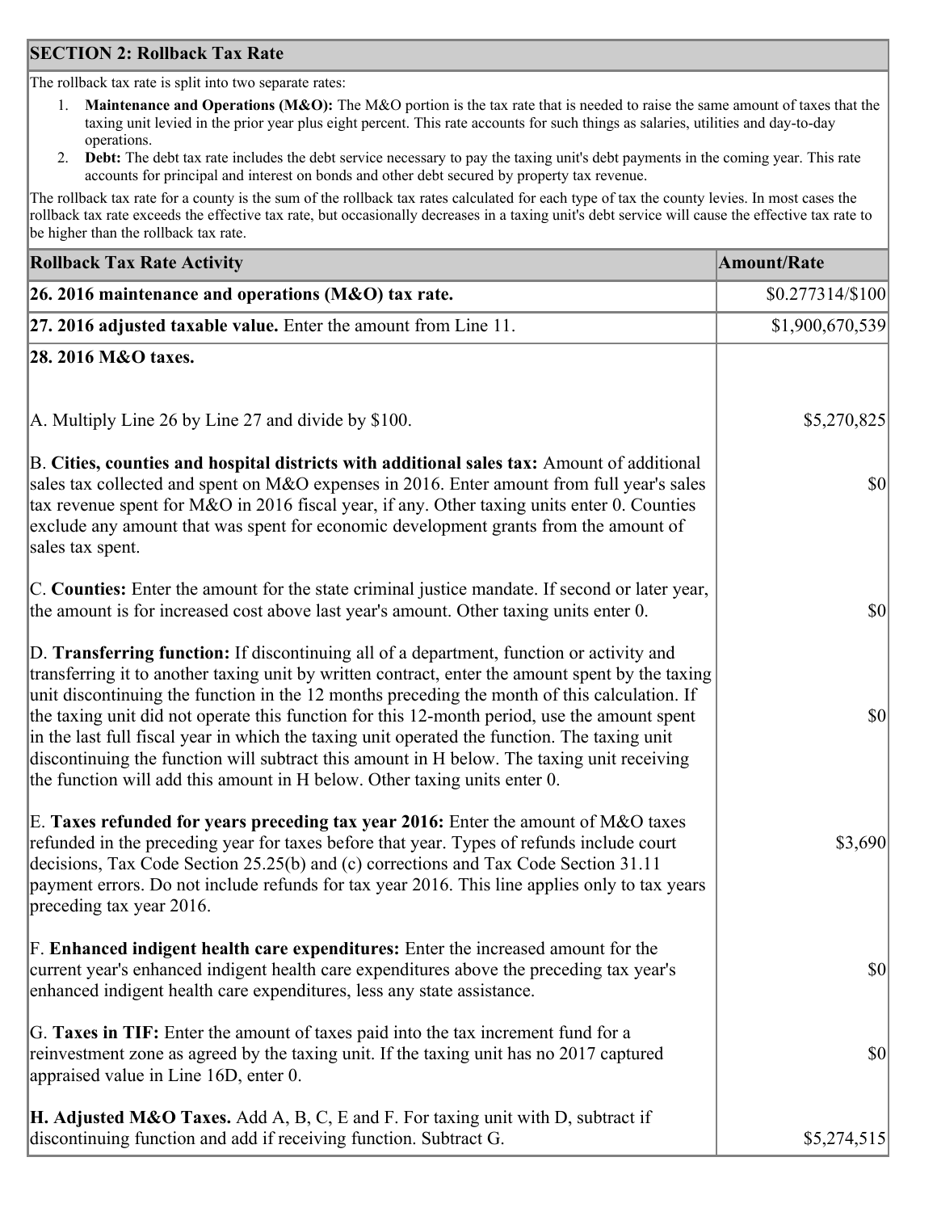## SECTION 2: Rollback Tax Rate

The rollback tax rate is split into two separate rates:

1. **Maintenance and Operations (M&O):** The M&O portion is the tax rate that is needed to raise the same amount of taxes that the taxing unit levied in the prior year plus eight percent. This rate accounts for such things as salaries, utilities and day-to-day operations.
2. **Debt:** The debt tax rate includes the debt service necessary to pay the taxing unit's debt payments in the coming year. This rate accounts for principal and interest on bonds and other debt secured by property tax revenue.

The rollback tax rate for a county is the sum of the rollback tax rates calculated for each type of tax the county levies. In most cases the rollback tax rate exceeds the effective tax rate, but occasionally decreases in a taxing unit's debt service will cause the effective tax rate to be higher than the rollback tax rate.

| Rollback Tax Rate Activity | Amount/Rate |
|---|---|
| **26. 2016 maintenance and operations (M&O) tax rate.** | $0.277314/$100 |
| **27. 2016 adjusted taxable value.** Enter the amount from Line 11. | $1,900,670,539 |
| **28. 2016 M&O taxes.** | |
| A. Multiply Line 26 by Line 27 and divide by $100. | $5,270,825 |
| B. **Cities, counties and hospital districts with additional sales tax:** Amount of additional sales tax collected and spent on M&O expenses in 2016. Enter amount from full year's sales tax revenue spent for M&O in 2016 fiscal year, if any. Other taxing units enter 0. Counties exclude any amount that was spent for economic development grants from the amount of sales tax spent. | $0 |
| C. **Counties:** Enter the amount for the state criminal justice mandate. If second or later year, the amount is for increased cost above last year's amount. Other taxing units enter 0. | $0 |
| D. **Transferring function:** If discontinuing all of a department, function or activity and transferring it to another taxing unit by written contract, enter the amount spent by the taxing unit discontinuing the function in the 12 months preceding the month of this calculation. If the taxing unit did not operate this function for this 12-month period, use the amount spent in the last full fiscal year in which the taxing unit operated the function. The taxing unit discontinuing the function will subtract this amount in H below. The taxing unit receiving the function will add this amount in H below. Other taxing units enter 0. | $0 |
| E. **Taxes refunded for years preceding tax year 2016:** Enter the amount of M&O taxes refunded in the preceding year for taxes before that year. Types of refunds include court decisions, Tax Code Section 25.25(b) and (c) corrections and Tax Code Section 31.11 payment errors. Do not include refunds for tax year 2016. This line applies only to tax years preceding tax year 2016. | $3,690 |
| F. **Enhanced indigent health care expenditures:** Enter the increased amount for the current year's enhanced indigent health care expenditures above the preceding tax year's enhanced indigent health care expenditures, less any state assistance. | $0 |
| G. **Taxes in TIF:** Enter the amount of taxes paid into the tax increment fund for a reinvestment zone as agreed by the taxing unit. If the taxing unit has no 2017 captured appraised value in Line 16D, enter 0. | $0 |
| **H. Adjusted M&O Taxes.** Add A, B, C, E and F. For taxing unit with D, subtract if discontinuing function and add if receiving function. Subtract G. | $5,274,515 |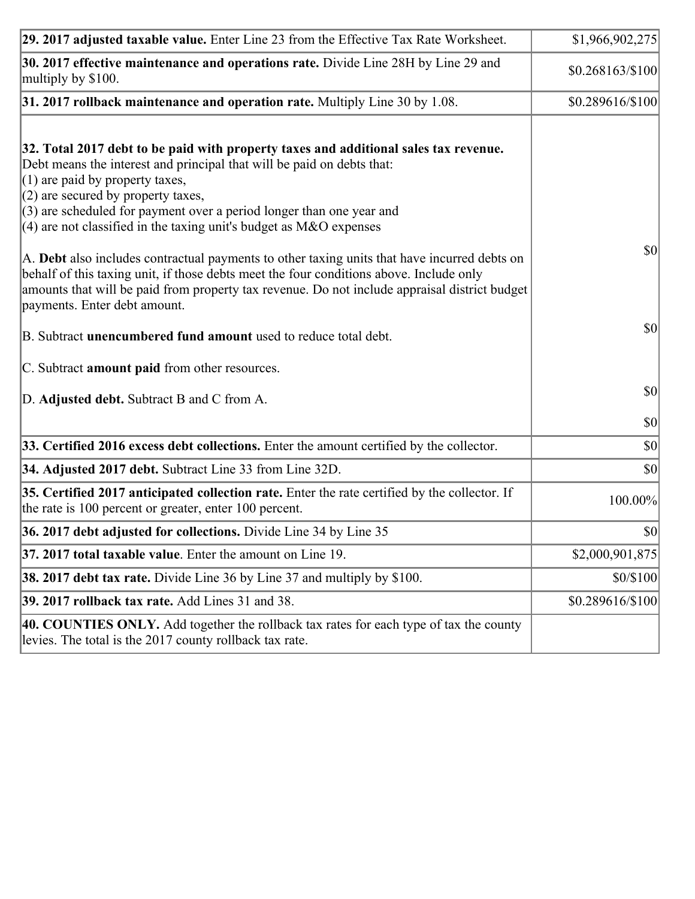| | |
|---|---|
| **29. 2017 adjusted taxable value.** Enter Line 23 from the Effective Tax Rate Worksheet. | $1,966,902,275 |
| **30. 2017 effective maintenance and operations rate.** Divide Line 28H by Line 29 and multiply by $100. | $0.268163/$100 |
| **31. 2017 rollback maintenance and operation rate.** Multiply Line 30 by 1.08. | $0.289616/$100 |
| **32. Total 2017 debt to be paid with property taxes and additional sales tax revenue.** Debt means the interest and principal that will be paid on debts that:<br>(1) are paid by property taxes,<br>(2) are secured by property taxes,<br>(3) are scheduled for payment over a period longer than one year and<br>(4) are not classified in the taxing unit's budget as M&O expenses<br><br>A. **Debt** also includes contractual payments to other taxing units that have incurred debts on behalf of this taxing unit, if those debts meet the four conditions above. Include only amounts that will be paid from property tax revenue. Do not include appraisal district budget payments. Enter debt amount.<br><br>B. Subtract **unencumbered fund amount** used to reduce total debt.<br><br>C. Subtract **amount paid** from other resources.<br><br>D. **Adjusted debt.** Subtract B and C from A. | <br><br><br><br><br><br><br>$0<br><br><br><br>$0<br><br><br>$0<br><br>$0 |
| **33. Certified 2016 excess debt collections.** Enter the amount certified by the collector. | $0 |
| **34. Adjusted 2017 debt.** Subtract Line 33 from Line 32D. | $0 |
| **35. Certified 2017 anticipated collection rate.** Enter the rate certified by the collector. If the rate is 100 percent or greater, enter 100 percent. | 100.00% |
| **36. 2017 debt adjusted for collections.** Divide Line 34 by Line 35 | $0 |
| **37. 2017 total taxable value**. Enter the amount on Line 19. | $2,000,901,875 |
| **38. 2017 debt tax rate.** Divide Line 36 by Line 37 and multiply by $100. | $0/$100 |
| **39. 2017 rollback tax rate.** Add Lines 31 and 38. | $0.289616/$100 |
| **40. COUNTIES ONLY.** Add together the rollback tax rates for each type of tax the county levies. The total is the 2017 county rollback tax rate. | |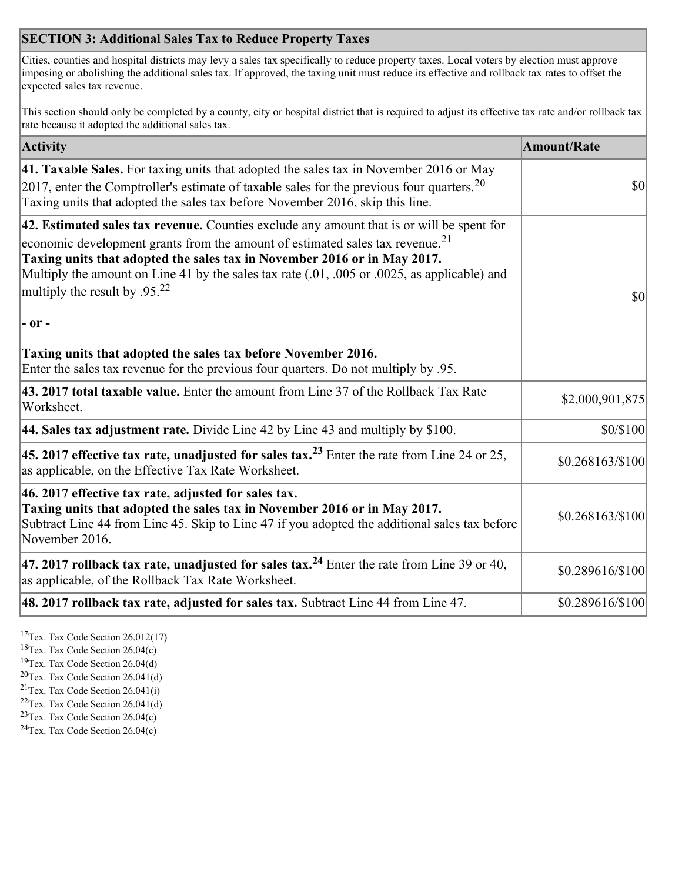## SECTION 3: Additional Sales Tax to Reduce Property Taxes

Cities, counties and hospital districts may levy a sales tax specifically to reduce property taxes. Local voters by election must approve imposing or abolishing the additional sales tax. If approved, the taxing unit must reduce its effective and rollback tax rates to offset the expected sales tax revenue.

This section should only be completed by a county, city or hospital district that is required to adjust its effective tax rate and/or rollback tax rate because it adopted the additional sales tax.

| Activity | Amount/Rate |
|---|---|
| **41. Taxable Sales.** For taxing units that adopted the sales tax in November 2016 or May 2017, enter the Comptroller's estimate of taxable sales for the previous four quarters.[20] Taxing units that adopted the sales tax before November 2016, skip this line. | $0 |
| **42. Estimated sales tax revenue.** Counties exclude any amount that is or will be spent for economic development grants from the amount of estimated sales tax revenue.[21] **Taxing units that adopted the sales tax in November 2016 or in May 2017.** Multiply the amount on Line 41 by the sales tax rate (.01, .005 or .0025, as applicable) and multiply the result by .95.[22] **- or -** **Taxing units that adopted the sales tax before November 2016.** Enter the sales tax revenue for the previous four quarters. Do not multiply by .95. | $0 |
| **43. 2017 total taxable value.** Enter the amount from Line 37 of the Rollback Tax Rate Worksheet. | $2,000,901,875 |
| **44. Sales tax adjustment rate.** Divide Line 42 by Line 43 and multiply by $100. | $0/$100 |
| **45. 2017 effective tax rate, unadjusted for sales tax.[23]** Enter the rate from Line 24 or 25, as applicable, on the Effective Tax Rate Worksheet. | $0.268163/$100 |
| **46. 2017 effective tax rate, adjusted for sales tax.** **Taxing units that adopted the sales tax in November 2016 or in May 2017.** Subtract Line 44 from Line 45. Skip to Line 47 if you adopted the additional sales tax before November 2016. | $0.268163/$100 |
| **47. 2017 rollback tax rate, unadjusted for sales tax.[24]** Enter the rate from Line 39 or 40, as applicable, of the Rollback Tax Rate Worksheet. | $0.289616/$100 |
| **48. 2017 rollback tax rate, adjusted for sales tax.** Subtract Line 44 from Line 47. | $0.289616/$100 |

[17] Tex. Tax Code Section 26.012(17)
[18] Tex. Tax Code Section 26.04(c)
[19] Tex. Tax Code Section 26.04(d)
[20] Tex. Tax Code Section 26.041(d)
[21] Tex. Tax Code Section 26.041(i)
[22] Tex. Tax Code Section 26.041(d)
[23] Tex. Tax Code Section 26.04(c)
[24] Tex. Tax Code Section 26.04(c)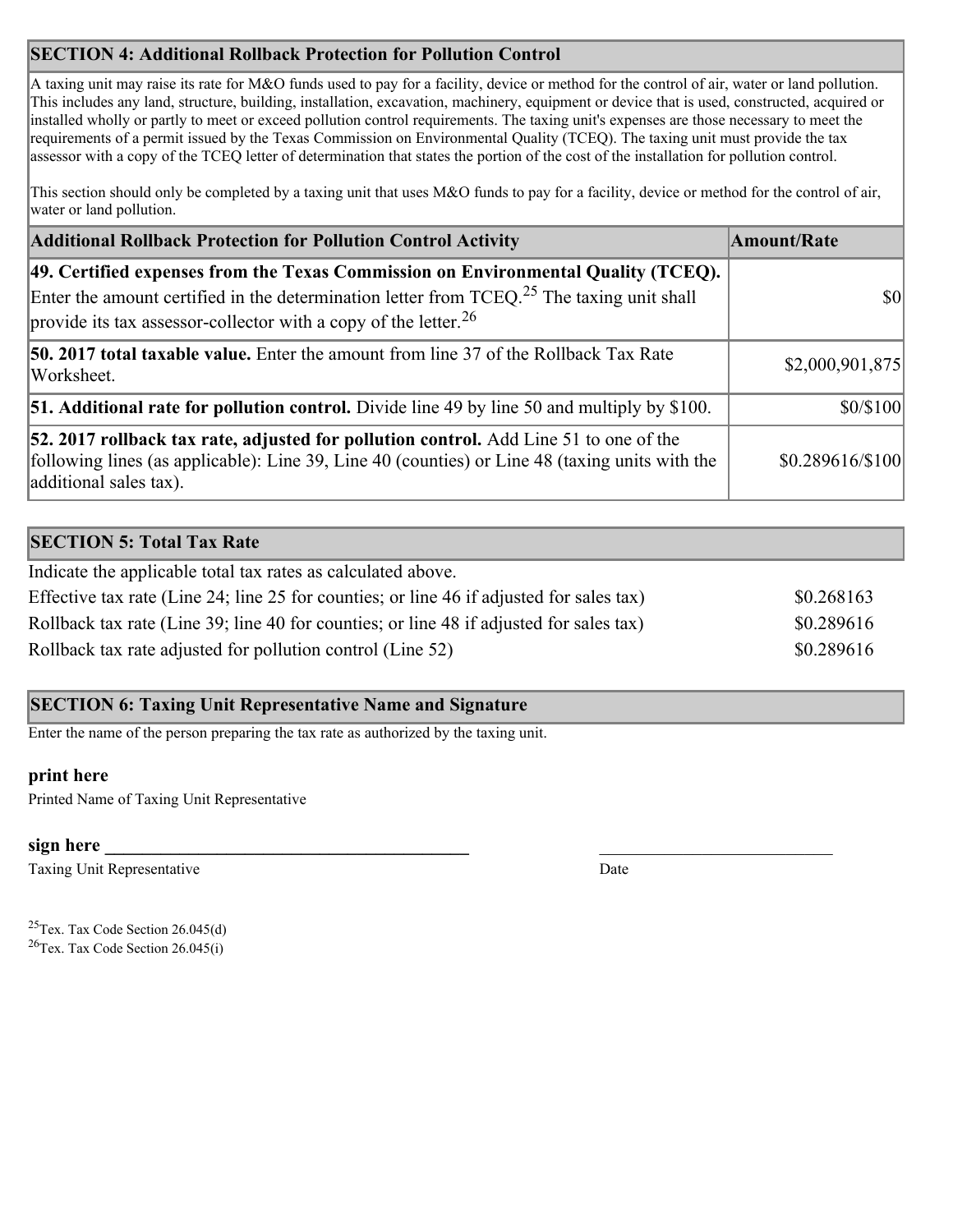## SECTION 4: Additional Rollback Protection for Pollution Control

A taxing unit may raise its rate for M&O funds used to pay for a facility, device or method for the control of air, water or land pollution. This includes any land, structure, building, installation, excavation, machinery, equipment or device that is used, constructed, acquired or installed wholly or partly to meet or exceed pollution control requirements. The taxing unit's expenses are those necessary to meet the requirements of a permit issued by the Texas Commission on Environmental Quality (TCEQ). The taxing unit must provide the tax assessor with a copy of the TCEQ letter of determination that states the portion of the cost of the installation for pollution control.

This section should only be completed by a taxing unit that uses M&O funds to pay for a facility, device or method for the control of air, water or land pollution.

| Additional Rollback Protection for Pollution Control Activity | Amount/Rate |
|---|---|
| **49. Certified expenses from the Texas Commission on Environmental Quality (TCEQ).** Enter the amount certified in the determination letter from TCEQ.[25] The taxing unit shall provide its tax assessor-collector with a copy of the letter.[26] | $0 |
| **50. 2017 total taxable value.** Enter the amount from line 37 of the Rollback Tax Rate Worksheet. | $2,000,901,875 |
| **51. Additional rate for pollution control.** Divide line 49 by line 50 and multiply by $100. | $0/$100 |
| **52. 2017 rollback tax rate, adjusted for pollution control.** Add Line 51 to one of the following lines (as applicable): Line 39, Line 40 (counties) or Line 48 (taxing units with the additional sales tax). | $0.289616/$100 |

## SECTION 5: Total Tax Rate

Indicate the applicable total tax rates as calculated above.

| | |
|---|---|
| Effective tax rate (Line 24; line 25 for counties; or line 46 if adjusted for sales tax) | $0.268163 |
| Rollback tax rate (Line 39; line 40 for counties; or line 48 if adjusted for sales tax) | $0.289616 |
| Rollback tax rate adjusted for pollution control (Line 52) | $0.289616 |

## SECTION 6: Taxing Unit Representative Name and Signature

Enter the name of the person preparing the tax rate as authorized by the taxing unit.

**print here**

Printed Name of Taxing Unit Representative

**sign here** ________________________________________ ____________________________

Taxing Unit Representative Date

[25]Tex. Tax Code Section 26.045(d)

[26]Tex. Tax Code Section 26.045(i)